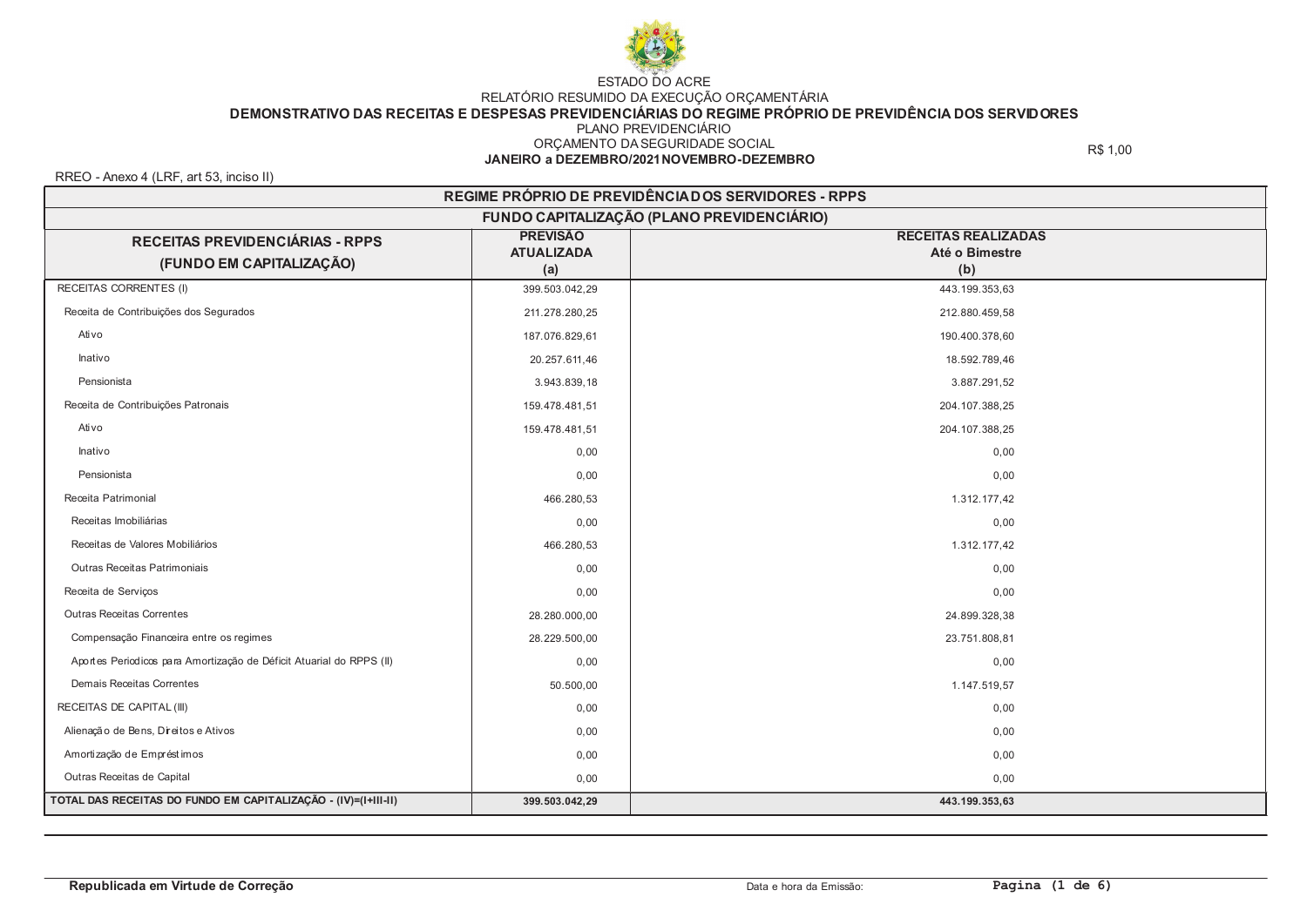ESTADO DO ACRE

RELATÓRIO RESUMIDO DA EXECUÇÃO ORÇAMENTÁRIA

**DEMONSTRATIVO DAS RECEITAS E DESPESAS PREVIDENCIÁRIAS DO REGIME PRÓPRIO DE PREVIDÊNCIA DOS SERVIDORES**

PLANO PREVIDENCIÁRIO

ORÇAMENTO DA SEGURIDADE SOCIAL

**JANEIRO a DEZEMBRO/2021 NOVEMBRO-DEZEMBRO**

R$ 1,00

RREO - Anexo 4 (LRF, art 53, inciso II)

| **REGIME PRÓPRIO DE PREVIDÊNCIA DOS SERVIDORES - RPPS** | | |
|---|---|---|
| **FUNDO CAPITALIZAÇÃO (PLANO PREVIDENCIÁRIO)** | | |
| **RECEITAS PREVIDENCIÁRIAS - RPPS (FUNDO EM CAPITALIZAÇÃO)** | **PREVISÃO ATUALIZADA (a)** | **RECEITAS REALIZADAS Até o Bimestre (b)** |
| RECEITAS CORRENTES (I) | 399.503.042,29 | 443.199.353,63 |
| Receita de Contribuições dos Segurados | 211.278.280,25 | 212.880.459,58 |
| Ativo | 187.076.829,61 | 190.400.378,60 |
| Inativo | 20.257.611,46 | 18.592.789,46 |
| Pensionista | 3.943.839,18 | 3.887.291,52 |
| Receita de Contribuições Patronais | 159.478.481,51 | 204.107.388,25 |
| Ativo | 159.478.481,51 | 204.107.388,25 |
| Inativo | 0,00 | 0,00 |
| Pensionista | 0,00 | 0,00 |
| Receita Patrimonial | 466.280,53 | 1.312.177,42 |
| Receitas Imobiliárias | 0,00 | 0,00 |
| Receitas de Valores Mobiliários | 466.280,53 | 1.312.177,42 |
| Outras Receitas Patrimoniais | 0,00 | 0,00 |
| Receita de Serviços | 0,00 | 0,00 |
| Outras Receitas Correntes | 28.280.000,00 | 24.899.328,38 |
| Compensação Financeira entre os regimes | 28.229.500,00 | 23.751.808,81 |
| Aportes Periodicos para Amortização de Déficit Atuarial do RPPS (II) | 0,00 | 0,00 |
| Demais Receitas Correntes | 50.500,00 | 1.147.519,57 |
| RECEITAS DE CAPITAL (III) | 0,00 | 0,00 |
| Alienação de Bens, Direitos e Ativos | 0,00 | 0,00 |
| Amortização de Empréstimos | 0,00 | 0,00 |
| Outras Receitas de Capital | 0,00 | 0,00 |
| **TOTAL DAS RECEITAS DO FUNDO EM CAPITALIZAÇÃO - (IV)=(I+III-II)** | **399.503.042,29** | **443.199.353,63** |

**Republicada em Virtude de Correção**

Data e hora da Emissão: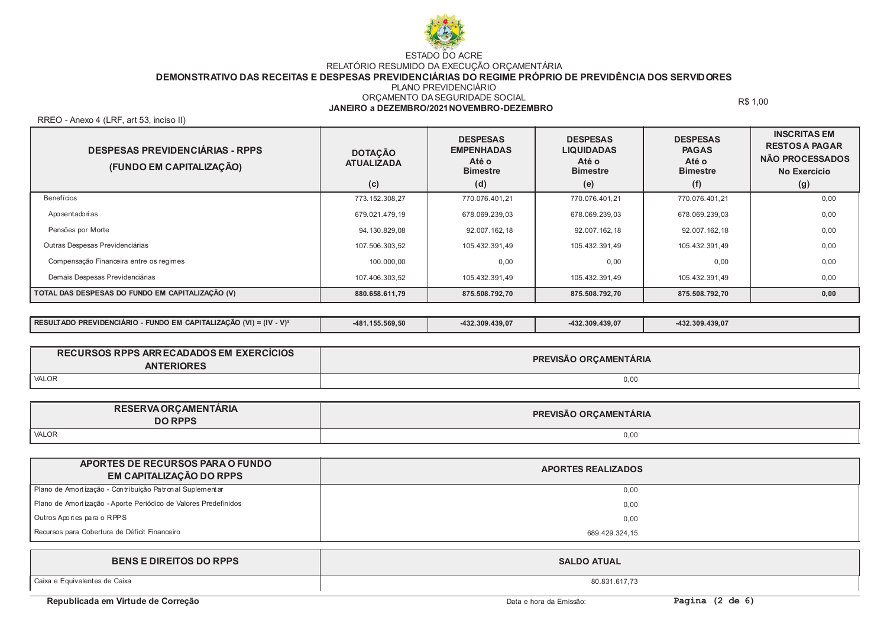ESTADO DO ACRE

RELATÓRIO RESUMIDO DA EXECUÇÃO ORÇAMENTÁRIA

**DEMONSTRATIVO DAS RECEITAS E DESPESAS PREVIDENCIÁRIAS DO REGIME PRÓPRIO DE PREVIDÊNCIA DOS SERVIDORES**

PLANO PREVIDENCIÁRIO

ORÇAMENTO DA SEGURIDADE SOCIAL

**JANEIRO a DEZEMBRO/2021 NOVEMBRO-DEZEMBRO**

R$ 1,00

RREO - Anexo 4 (LRF, art 53, inciso II)

| DESPESAS PREVIDENCIÁRIAS - RPPS (FUNDO EM CAPITALIZAÇÃO) | DOTAÇÃO ATUALIZADA (c) | DESPESAS EMPENHADAS Até o Bimestre (d) | DESPESAS LIQUIDADAS Até o Bimestre (e) | DESPESAS PAGAS Até o Bimestre (f) | INSCRITAS EM RESTOS A PAGAR NÃO PROCESSADOS No Exercício (g) |
|---|---|---|---|---|---|
| Benefícios | 773.152.308,27 | 770.076.401,21 | 770.076.401,21 | 770.076.401,21 | 0,00 |
| Aposentadorias | 679.021.479,19 | 678.069.239,03 | 678.069.239,03 | 678.069.239,03 | 0,00 |
| Pensões por Morte | 94.130.829,08 | 92.007.162,18 | 92.007.162,18 | 92.007.162,18 | 0,00 |
| Outras Despesas Previdenciárias | 107.506.303,52 | 105.432.391,49 | 105.432.391,49 | 105.432.391,49 | 0,00 |
| Compensação Financeira entre os regimes | 100.000,00 | 0,00 | 0,00 | 0,00 | 0,00 |
| Demais Despesas Previdenciárias | 107.406.303,52 | 105.432.391,49 | 105.432.391,49 | 105.432.391,49 | 0,00 |
| **TOTAL DAS DESPESAS DO FUNDO EM CAPITALIZAÇÃO (V)** | **880.658.611,79** | **875.508.792,70** | **875.508.792,70** | **875.508.792,70** | **0,00** |

| | | | | | |
|---|---|---|---|---|---|
| **RESULTADO PREVIDENCIÁRIO - FUNDO EM CAPITALIZAÇÃO (VI) = (IV - V)²** | **-481.155.569,50** | **-432.309.439,07** | **-432.309.439,07** | **-432.309.439,07** | |

| RECURSOS RPPS ARRECADADOS EM EXERCÍCIOS ANTERIORES | PREVISÃO ORÇAMENTÁRIA |
|---|---|
| VALOR | 0,00 |

| RESERVA ORÇAMENTÁRIA DO RPPS | PREVISÃO ORÇAMENTÁRIA |
|---|---|
| VALOR | 0,00 |

| APORTES DE RECURSOS PARA O FUNDO EM CAPITALIZAÇÃO DO RPPS | APORTES REALIZADOS |
|---|---|
| Plano de Amortização - Contribuição Patronal Suplementar | 0,00 |
| Plano de Amortização - Aporte Periódico de Valores Predefinidos | 0,00 |
| Outros Aportes para o RPPS | 0,00 |
| Recursos para Cobertura de Déficit Financeiro | 689.429.324,15 |

| BENS E DIREITOS DO RPPS | SALDO ATUAL |
|---|---|
| Caixa e Equivalentes de Caixa | 80.831.617,73 |

**Republicada em Virtude de Correção**

Data e hora da Emissão: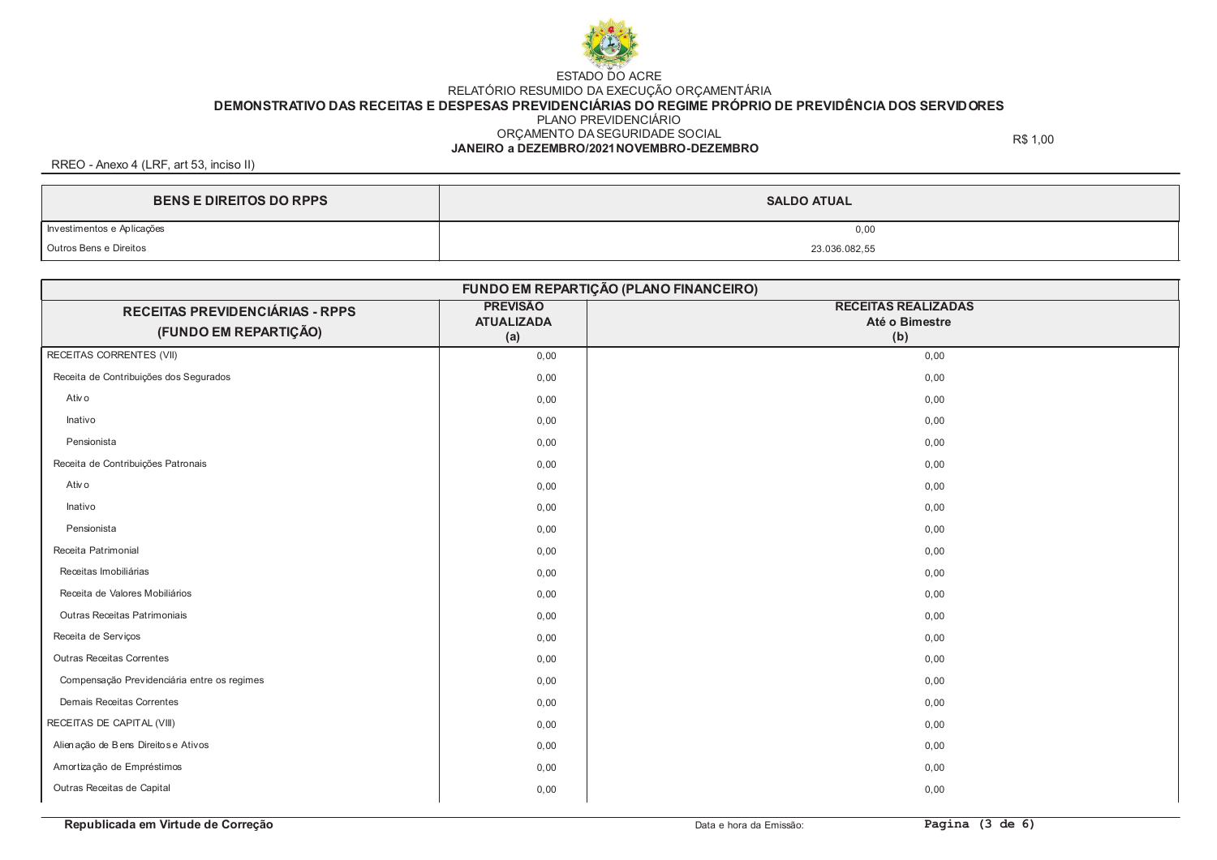ESTADO DO ACRE

RELATÓRIO RESUMIDO DA EXECUÇÃO ORÇAMENTÁRIA

**DEMONSTRATIVO DAS RECEITAS E DESPESAS PREVIDENCIÁRIAS DO REGIME PRÓPRIO DE PREVIDÊNCIA DOS SERVIDORES**

PLANO PREVIDENCIÁRIO

ORÇAMENTO DA SEGURIDADE SOCIAL

**JANEIRO a DEZEMBRO/2021 NOVEMBRO-DEZEMBRO**

R$ 1,00

RREO - Anexo 4 (LRF, art 53, inciso II)

| BENS E DIREITOS DO RPPS | SALDO ATUAL |
|---|---|
| Investimentos e Aplicações | 0,00 |
| Outros Bens e Direitos | 23.036.082,55 |

| FUNDO EM REPARTIÇÃO (PLANO FINANCEIRO) | | |
|---|---|---|
| RECEITAS PREVIDENCIÁRIAS - RPPS (FUNDO EM REPARTIÇÃO) | PREVISÃO ATUALIZADA (a) | RECEITAS REALIZADAS Até o Bimestre (b) |
| RECEITAS CORRENTES (VII) | 0,00 | 0,00 |
| Receita de Contribuições dos Segurados | 0,00 | 0,00 |
| Ativo | 0,00 | 0,00 |
| Inativo | 0,00 | 0,00 |
| Pensionista | 0,00 | 0,00 |
| Receita de Contribuições Patronais | 0,00 | 0,00 |
| Ativo | 0,00 | 0,00 |
| Inativo | 0,00 | 0,00 |
| Pensionista | 0,00 | 0,00 |
| Receita Patrimonial | 0,00 | 0,00 |
| Receitas Imobiliárias | 0,00 | 0,00 |
| Receita de Valores Mobiliários | 0,00 | 0,00 |
| Outras Receitas Patrimoniais | 0,00 | 0,00 |
| Receita de Serviços | 0,00 | 0,00 |
| Outras Receitas Correntes | 0,00 | 0,00 |
| Compensação Previdenciária entre os regimes | 0,00 | 0,00 |
| Demais Receitas Correntes | 0,00 | 0,00 |
| RECEITAS DE CAPITAL (VIII) | 0,00 | 0,00 |
| Alienação de Bens Direitos e Ativos | 0,00 | 0,00 |
| Amortização de Empréstimos | 0,00 | 0,00 |
| Outras Receitas de Capital | 0,00 | 0,00 |

**Republicada em Virtude de Correção**

Data e hora da Emissão: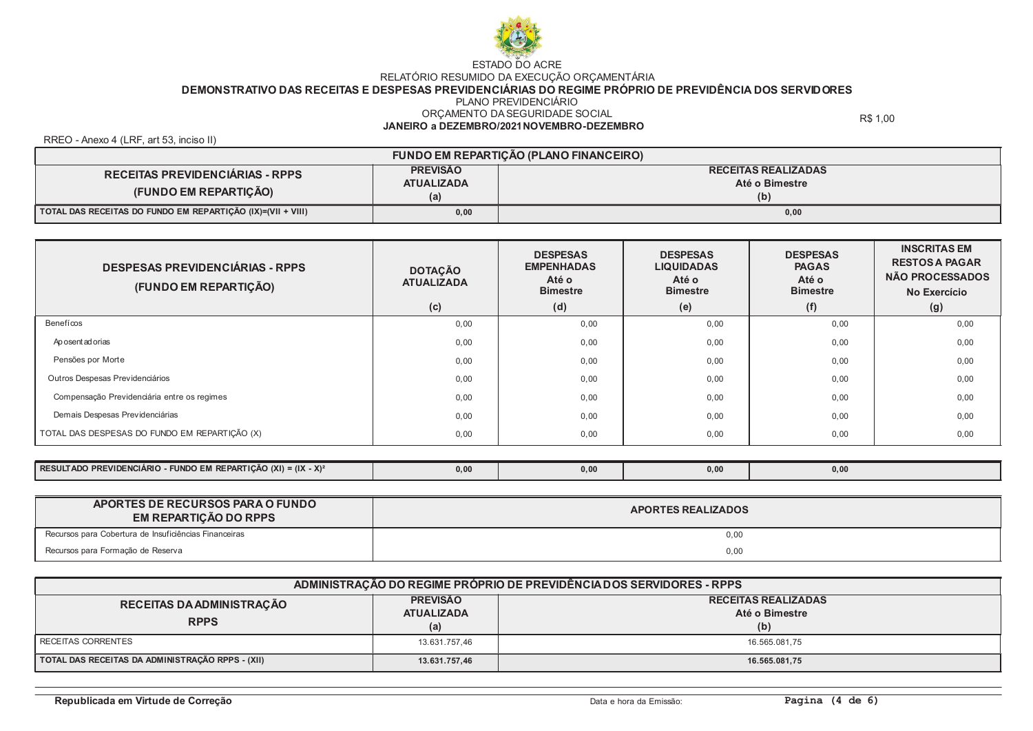ESTADO DO ACRE

RELATÓRIO RESUMIDO DA EXECUÇÃO ORÇAMENTÁRIA

**DEMONSTRATIVO DAS RECEITAS E DESPESAS PREVIDENCIÁRIAS DO REGIME PRÓPRIO DE PREVIDÊNCIA DOS SERVIDORES**

PLANO PREVIDENCIÁRIO

ORÇAMENTO DA SEGURIDADE SOCIAL

**JANEIRO a DEZEMBRO/2021 NOVEMBRO-DEZEMBRO**

R$ 1,00

RREO - Anexo 4 (LRF, art 53, inciso II)

| FUNDO EM REPARTIÇÃO (PLANO FINANCEIRO) | | |
|---|---|---|
| **RECEITAS PREVIDENCIÁRIAS - RPPS (FUNDO EM REPARTIÇÃO)** | **PREVISÃO ATUALIZADA (a)** | **RECEITAS REALIZADAS Até o Bimestre (b)** |
| **TOTAL DAS RECEITAS DO FUNDO EM REPARTIÇÃO (IX)=(VII + VIII)** | **0,00** | **0,00** |

| DESPESAS PREVIDENCIÁRIAS - RPPS (FUNDO EM REPARTIÇÃO) | DOTAÇÃO ATUALIZADA (c) | DESPESAS EMPENHADAS Até o Bimestre (d) | DESPESAS LIQUIDADAS Até o Bimestre (e) | DESPESAS PAGAS Até o Bimestre (f) | INSCRITAS EM RESTOS A PAGAR NÃO PROCESSADOS No Exercício (g) |
|---|---|---|---|---|---|
| Benefícos | 0,00 | 0,00 | 0,00 | 0,00 | 0,00 |
| Aposentadorias | 0,00 | 0,00 | 0,00 | 0,00 | 0,00 |
| Pensões por Morte | 0,00 | 0,00 | 0,00 | 0,00 | 0,00 |
| Outros Despesas Previdenciários | 0,00 | 0,00 | 0,00 | 0,00 | 0,00 |
| Compensação Previdenciária entre os regimes | 0,00 | 0,00 | 0,00 | 0,00 | 0,00 |
| Demais Despesas Previdenciárias | 0,00 | 0,00 | 0,00 | 0,00 | 0,00 |
| TOTAL DAS DESPESAS DO FUNDO EM REPARTIÇÃO (X) | 0,00 | 0,00 | 0,00 | 0,00 | 0,00 |

| | | | | | |
|---|---|---|---|---|---|
| **RESULTADO PREVIDENCIÁRIO - FUNDO EM REPARTIÇÃO (XI) = (IX - X)²** | **0,00** | **0,00** | **0,00** | **0,00** | |

| APORTES DE RECURSOS PARA O FUNDO EM REPARTIÇÃO DO RPPS | APORTES REALIZADOS |
|---|---|
| Recursos para Cobertura de Insuficiências Financeiras | 0,00 |
| Recursos para Formação de Reserva | 0,00 |

| ADMINISTRAÇÃO DO REGIME PRÓPRIO DE PREVIDÊNCIA DOS SERVIDORES - RPPS | | |
|---|---|---|
| **RECEITAS DA ADMINISTRAÇÃO RPPS** | **PREVISÃO ATUALIZADA (a)** | **RECEITAS REALIZADAS Até o Bimestre (b)** |
| RECEITAS CORRENTES | 13.631.757,46 | 16.565.081,75 |
| **TOTAL DAS RECEITAS DA ADMINISTRAÇÃO RPPS - (XII)** | **13.631.757,46** | **16.565.081,75** |

**Republicada em Virtude de Correção**

Data e hora da Emissão: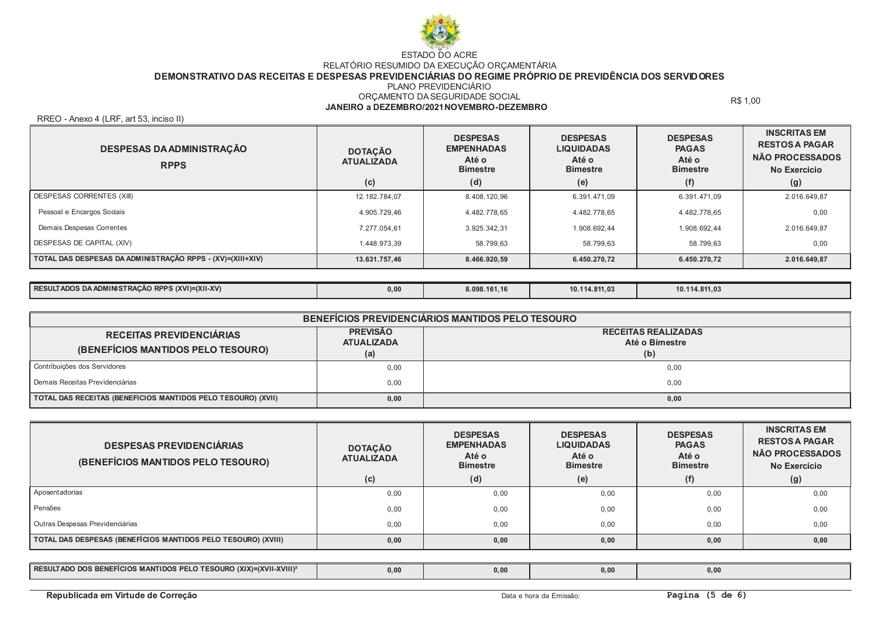ESTADO DO ACRE

RELATÓRIO RESUMIDO DA EXECUÇÃO ORÇAMENTÁRIA

**DEMONSTRATIVO DAS RECEITAS E DESPESAS PREVIDENCIÁRIAS DO REGIME PRÓPRIO DE PREVIDÊNCIA DOS SERVIDORES**

PLANO PREVIDENCIÁRIO

ORÇAMENTO DA SEGURIDADE SOCIAL

**JANEIRO a DEZEMBRO/2021 NOVEMBRO-DEZEMBRO**

R$ 1,00

RREO - Anexo 4 (LRF, art 53, inciso II)

| DESPESAS DA ADMINISTRAÇÃO RPPS | DOTAÇÃO ATUALIZADA (c) | DESPESAS EMPENHADAS Até o Bimestre (d) | DESPESAS LIQUIDADAS Até o Bimestre (e) | DESPESAS PAGAS Até o Bimestre (f) | INSCRITAS EM RESTOS A PAGAR NÃO PROCESSADOS No Exercício (g) |
|---|---|---|---|---|---|
| DESPESAS CORRENTES (XIII) | 12.182.784,07 | 8.408.120,96 | 6.391.471,09 | 6.391.471,09 | 2.016.649,87 |
| Pessoal e Encargos Sociais | 4.905.729,46 | 4.482.778,65 | 4.482.778,65 | 4.482.778,65 | 0,00 |
| Demais Despesas Correntes | 7.277.054,61 | 3.925.342,31 | 1.908.692,44 | 1.908.692,44 | 2.016.649,87 |
| DESPESAS DE CAPITAL (XIV) | 1.448.973,39 | 58.799,63 | 58.799,63 | 58.799,63 | 0,00 |
| **TOTAL DAS DESPESAS DA ADMINISTRAÇÃO RPPS - (XV)=(XIII+XIV)** | **13.631.757,46** | **8.466.920,59** | **6.450.270,72** | **6.450.270,72** | **2.016.649,87** |

| | | | | |
|---|---|---|---|---|
| **RESULTADOS DA ADMINISTRAÇÃO RPPS (XVI)=(XII-XV)** | **0,00** | **8.098.161,16** | **10.114.811,03** | **10.114.811,03** |

**BENEFÍCIOS PREVIDENCIÁRIOS MANTIDOS PELO TESOURO**

| RECEITAS PREVIDENCIÁRIAS (BENEFÍCIOS MANTIDOS PELO TESOURO) | PREVISÃO ATUALIZADA (a) | RECEITAS REALIZADAS Até o Bimestre (b) |
|---|---|---|
| Contribuições dos Servidores | 0,00 | 0,00 |
| Demais Receitas Previdenciárias | 0,00 | 0,00 |
| **TOTAL DAS RECEITAS (BENEFICIOS MANTIDOS PELO TESOURO) (XVII)** | **0,00** | **0,00** |

| DESPESAS PREVIDENCIÁRIAS (BENEFÍCIOS MANTIDOS PELO TESOURO) | DOTAÇÃO ATUALIZADA (c) | DESPESAS EMPENHADAS Até o Bimestre (d) | DESPESAS LIQUIDADAS Até o Bimestre (e) | DESPESAS PAGAS Até o Bimestre (f) | INSCRITAS EM RESTOS A PAGAR NÃO PROCESSADOS No Exercício (g) |
|---|---|---|---|---|---|
| Aposentadorias | 0,00 | 0,00 | 0,00 | 0,00 | 0,00 |
| Pensões | 0,00 | 0,00 | 0,00 | 0,00 | 0,00 |
| Outras Despesas Previdenciárias | 0,00 | 0,00 | 0,00 | 0,00 | 0,00 |
| **TOTAL DAS DESPESAS (BENEFÍCIOS MANTIDOS PELO TESOURO) (XVIII)** | **0,00** | **0,00** | **0,00** | **0,00** | **0,00** |

| | | | | |
|---|---|---|---|---|
| **RESULTADO DOS BENEFÍCIOS MANTIDOS PELO TESOURO (XIX)=(XVII-XVIII)[2]** | **0,00** | **0,00** | **0,00** | **0,00** |

**Republicada em Virtude de Correção**

Data e hora da Emissão: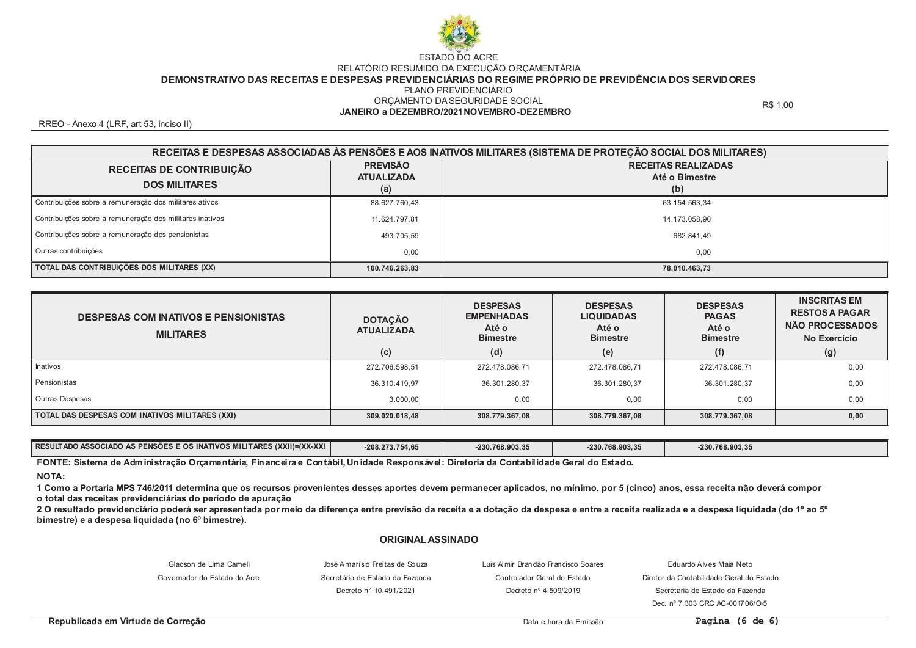ESTADO DO ACRE

RELATÓRIO RESUMIDO DA EXECUÇÃO ORÇAMENTÁRIA

**DEMONSTRATIVO DAS RECEITAS E DESPESAS PREVIDENCIÁRIAS DO REGIME PRÓPRIO DE PREVIDÊNCIA DOS SERVIDORES**

PLANO PREVIDENCIÁRIO

ORÇAMENTO DA SEGURIDADE SOCIAL

**JANEIRO a DEZEMBRO/2021 NOVEMBRO-DEZEMBRO**

R$ 1,00

RREO - Anexo 4 (LRF, art 53, inciso II)

**RECEITAS E DESPESAS ASSOCIADAS ÀS PENSÕES E AOS INATIVOS MILITARES (SISTEMA DE PROTEÇÃO SOCIAL DOS MILITARES)**

| RECEITAS DE CONTRIBUIÇÃO DOS MILITARES | PREVISÃO ATUALIZADA (a) | RECEITAS REALIZADAS Até o Bimestre (b) |
|---|---|---|
| Contribuições sobre a remuneração dos militares ativos | 88.627.760,43 | 63.154.563,34 |
| Contribuições sobre a remuneração dos militares inativos | 11.624.797,81 | 14.173.058,90 |
| Contribuições sobre a remuneração dos pensionistas | 493.705,59 | 682.841,49 |
| Outras contribuições | 0,00 | 0,00 |
| **TOTAL DAS CONTRIBUIÇÕES DOS MILITARES (XX)** | **100.746.263,83** | **78.010.463,73** |

| DESPESAS COM INATIVOS E PENSIONISTAS MILITARES | DOTAÇÃO ATUALIZADA (c) | DESPESAS EMPENHADAS Até o Bimestre (d) | DESPESAS LIQUIDADAS Até o Bimestre (e) | DESPESAS PAGAS Até o Bimestre (f) | INSCRITAS EM RESTOS A PAGAR NÃO PROCESSADOS No Exercício (g) |
|---|---|---|---|---|---|
| Inativos | 272.706.598,51 | 272.478.086,71 | 272.478.086,71 | 272.478.086,71 | 0,00 |
| Pensionistas | 36.310.419,97 | 36.301.280,37 | 36.301.280,37 | 36.301.280,37 | 0,00 |
| Outras Despesas | 3.000,00 | 0,00 | 0,00 | 0,00 | 0,00 |
| **TOTAL DAS DESPESAS COM INATIVOS MILITARES (XXI)** | **309.020.018,48** | **308.779.367,08** | **308.779.367,08** | **308.779.367,08** | **0,00** |
| **RESULTADO ASSOCIADO AS PENSÕES E OS INATIVOS MILITARES (XXII)=(XX-XXI** | **-208.273.754,65** | **-230.768.903,35** | **-230.768.903,35** | **-230.768.903,35** | |

**FONTE: Sistema de Administração Orçamentária, Financeira e Contábil, Unidade Responsável: Diretoria da Contabilidade Geral do Estado.**

**NOTA:**

**1 Como a Portaria MPS 746/2011 determina que os recursos provenientes desses aportes devem permanecer aplicados, no mínimo, por 5 (cinco) anos, essa receita não deverá compor o total das receitas previdenciárias do período de apuração**

**2 O resultado previdenciário poderá ser apresentada por meio da diferença entre previsão da receita e a dotação da despesa e entre a receita realizada e a despesa liquidada (do 1º ao 5º bimestre) e a despesa liquidada (no 6º bimestre).**

**ORIGINAL ASSINADO**

Gladson de Lima Cameli
Governador do Estado do Acre

José Amarísio Freitas de Souza
Secretário de Estado da Fazenda
Decreto n° 10.491/2021

Luis Almir Brandão Francisco Soares
Controlador Geral do Estado
Decreto nº 4.509/2019

Eduardo Alves Maia Neto
Diretor da Contabilidade Geral do Estado
Secretaria de Estado da Fazenda
Dec. nº 7.303 CRC AC-001706/O-5

**Republicada em Virtude de Correção**

Data e hora da Emissão: